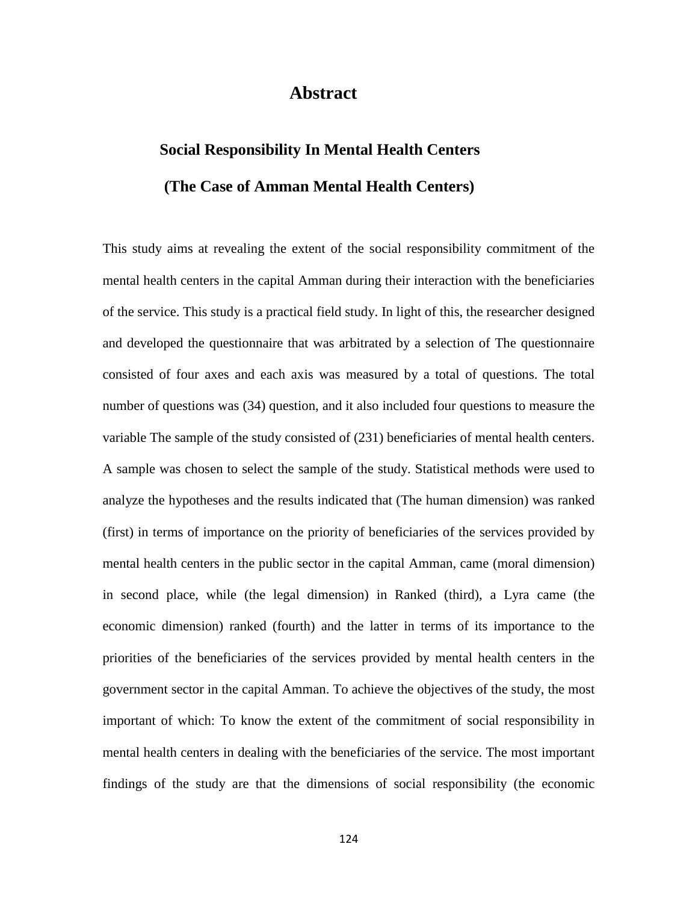# Abstract

## Social Responsibility In Mental Health Centers

## (The Case of Amman Mental Health Centers)

This study aims at revealing the extent of the social responsibility commitment of the mental health centers in the capital Amman during their interaction with the beneficiaries of the service. This study is a practical field study. In light of this, the researcher designed and developed the questionnaire that was arbitrated by a selection of The questionnaire consisted of four axes and each axis was measured by a total of questions. The total number of questions was (34) question, and it also included four questions to measure the variable The sample of the study consisted of (231) beneficiaries of mental health centers. A sample was chosen to select the sample of the study. Statistical methods were used to analyze the hypotheses and the results indicated that (The human dimension) was ranked (first) in terms of importance on the priority of beneficiaries of the services provided by mental health centers in the public sector in the capital Amman, came (moral dimension) in second place, while (the legal dimension) in Ranked (third), a Lyra came (the economic dimension) ranked (fourth) and the latter in terms of its importance to the priorities of the beneficiaries of the services provided by mental health centers in the government sector in the capital Amman. To achieve the objectives of the study, the most important of which: To know the extent of the commitment of social responsibility in mental health centers in dealing with the beneficiaries of the service. The most important findings of the study are that the dimensions of social responsibility (the economic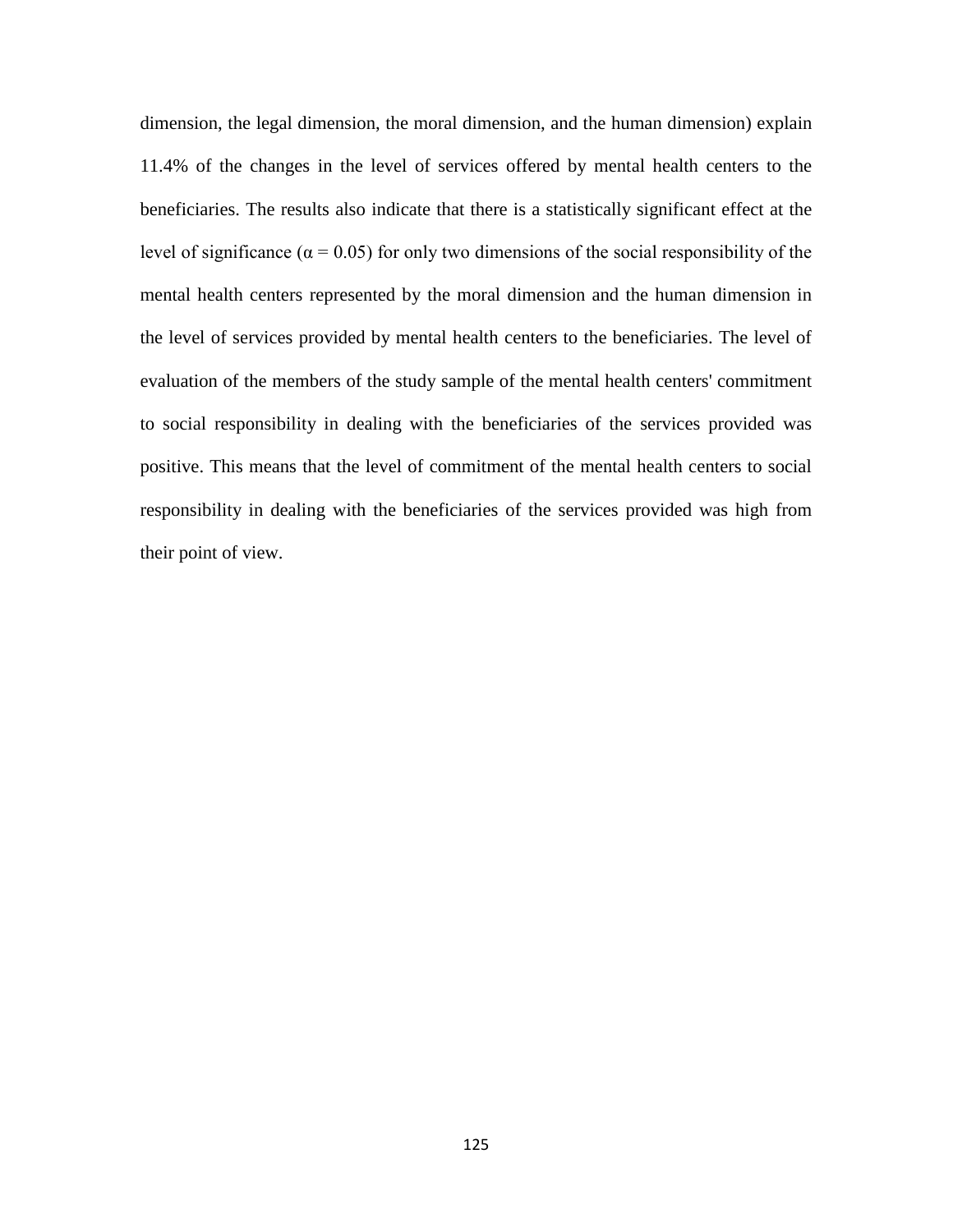dimension, the legal dimension, the moral dimension, and the human dimension) explain 11.4% of the changes in the level of services offered by mental health centers to the beneficiaries. The results also indicate that there is a statistically significant effect at the level of significance ($\alpha = 0.05$) for only two dimensions of the social responsibility of the mental health centers represented by the moral dimension and the human dimension in the level of services provided by mental health centers to the beneficiaries. The level of evaluation of the members of the study sample of the mental health centers' commitment to social responsibility in dealing with the beneficiaries of the services provided was positive. This means that the level of commitment of the mental health centers to social responsibility in dealing with the beneficiaries of the services provided was high from their point of view.